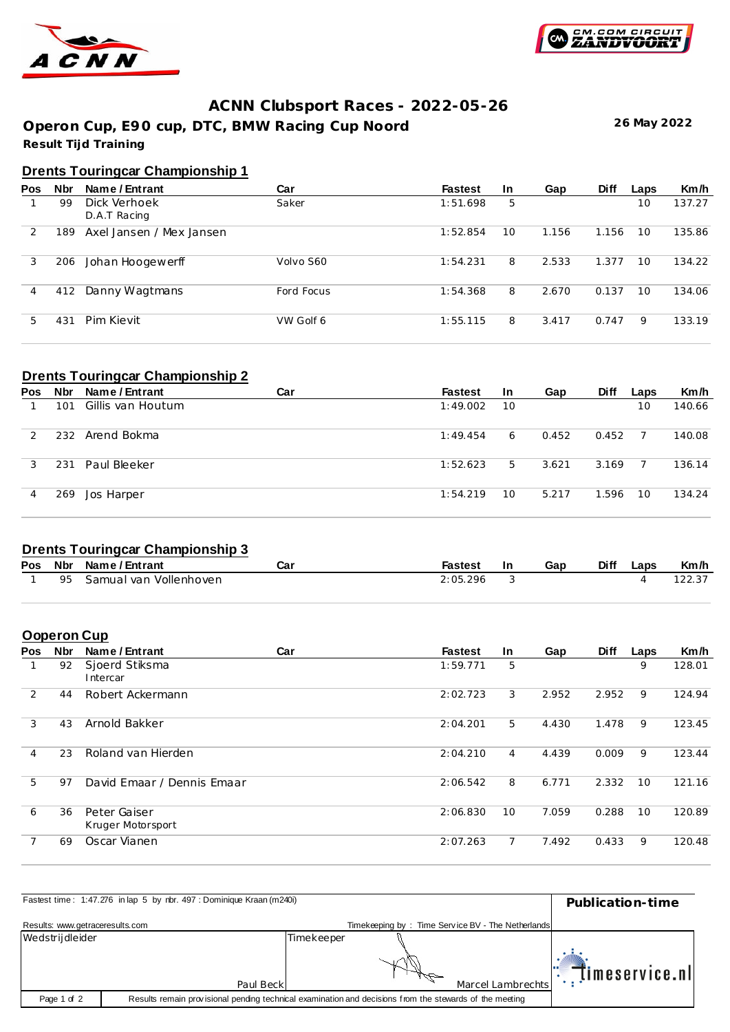# ACNN Clubsport Races - 2022-05-26

## Operon Cup, E90 cup, DTC, BMW Racing Cup Noord

**26 May 2022**

**Result Tijd Training**

### Drents Touringcar Championship 1

| Pos | Nbr | Name / Entrant | Car | Fastest | In | Gap | Diff | Laps | Km/h |
|---|---|---|---|---|---|---|---|---|---|
| 1 | 99 | Dick Verhoek<br>D.A.T Racing | Saker | 1:51.698 | 5 | | | 10 | 137.27 |
| 2 | 189 | Axel Jansen / Mex Jansen | | 1:52.854 | 10 | 1.156 | 1.156 | 10 | 135.86 |
| 3 | 206 | Johan Hoogewerff | Volvo S60 | 1:54.231 | 8 | 2.533 | 1.377 | 10 | 134.22 |
| 4 | 412 | Danny Wagtmans | Ford Focus | 1:54.368 | 8 | 2.670 | 0.137 | 10 | 134.06 |
| 5 | 431 | Pim Kievit | VW Golf 6 | 1:55.115 | 8 | 3.417 | 0.747 | 9 | 133.19 |

### Drents Touringcar Championship 2

| Pos | Nbr | Name / Entrant | Car | Fastest | In | Gap | Diff | Laps | Km/h |
|---|---|---|---|---|---|---|---|---|---|
| 1 | 101 | Gillis van Houtum | | 1:49.002 | 10 | | | 10 | 140.66 |
| 2 | 232 | Arend Bokma | | 1:49.454 | 6 | 0.452 | 0.452 | 7 | 140.08 |
| 3 | 231 | Paul Bleeker | | 1:52.623 | 5 | 3.621 | 3.169 | 7 | 136.14 |
| 4 | 269 | Jos Harper | | 1:54.219 | 10 | 5.217 | 1.596 | 10 | 134.24 |

### Drents Touringcar Championship 3

| Pos | Nbr | Name / Entrant | Car | Fastest | In | Gap | Diff | Laps | Km/h |
|---|---|---|---|---|---|---|---|---|---|
| 1 | 95 | Samual van Vollenhoven | | 2:05.296 | 3 | | | 4 | 122.37 |

### Ooperon Cup

| Pos | Nbr | Name / Entrant | Car | Fastest | In | Gap | Diff | Laps | Km/h |
|---|---|---|---|---|---|---|---|---|---|
| 1 | 92 | Sjoerd Stiksma<br>Intercar | | 1:59.771 | 5 | | | 9 | 128.01 |
| 2 | 44 | Robert Ackermann | | 2:02.723 | 3 | 2.952 | 2.952 | 9 | 124.94 |
| 3 | 43 | Arnold Bakker | | 2:04.201 | 5 | 4.430 | 1.478 | 9 | 123.45 |
| 4 | 23 | Roland van Hierden | | 2:04.210 | 4 | 4.439 | 0.009 | 9 | 123.44 |
| 5 | 97 | David Emaar / Dennis Emaar | | 2:06.542 | 8 | 6.771 | 2.332 | 10 | 121.16 |
| 6 | 36 | Peter Gaiser<br>Kruger Motorsport | | 2:06.830 | 10 | 7.059 | 0.288 | 10 | 120.89 |
| 7 | 69 | Oscar Vianen | | 2:07.263 | 7 | 7.492 | 0.433 | 9 | 120.48 |

Fastest time : 1:47.276 in lap 5 by nbr. 497 : Dominique Kraan (m240i)

**Publication-time**

Results: www.getraceresults.com

Timekeeping by : Time Service BV - The Netherlands

| Wedstrijdleider | Timekeeper |
|---|---|
| Paul Beck | Marcel Lambrechts |

timeservice.nl

Results remain provisional pending technical examination and decisions from the stewards of the meeting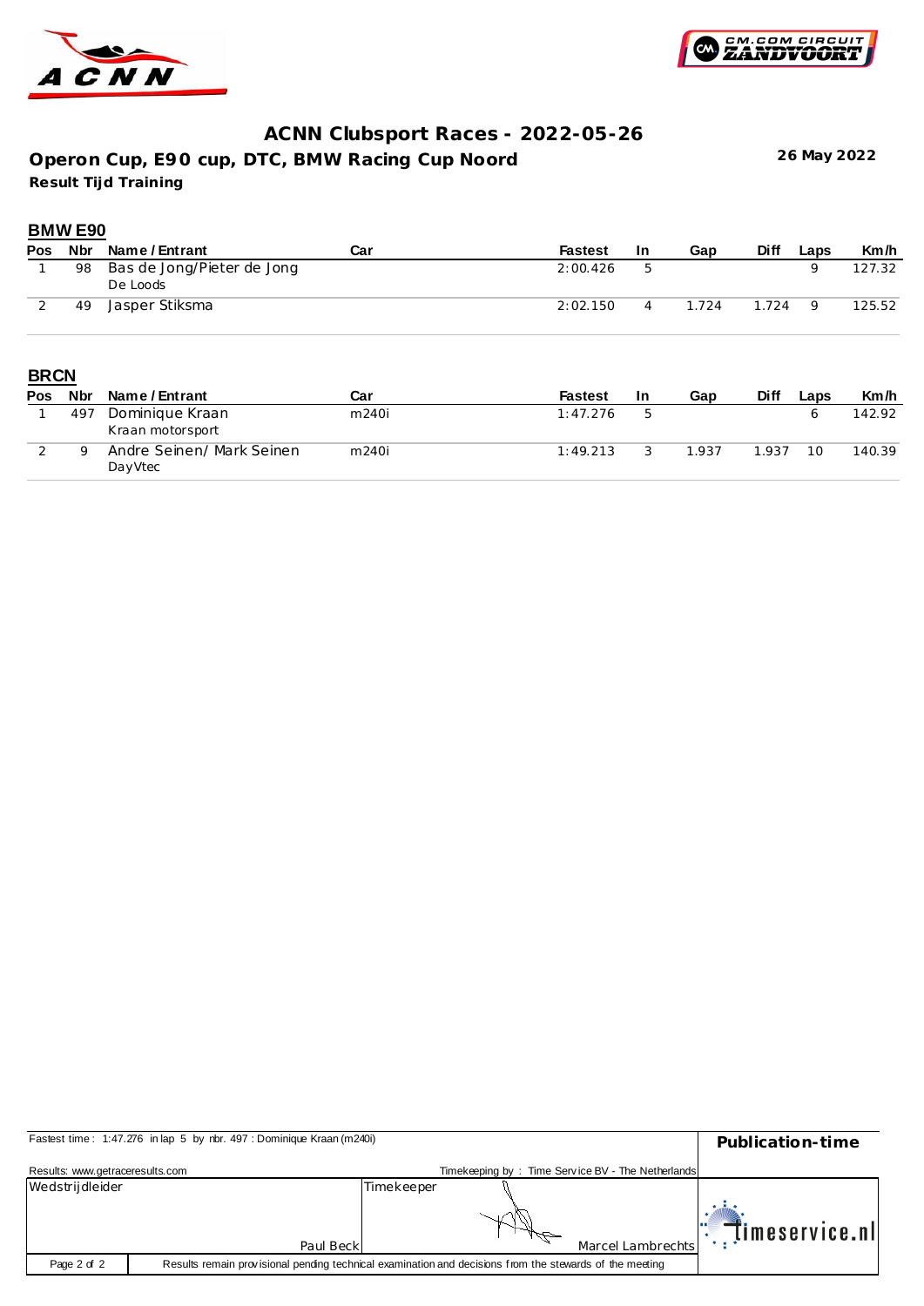# ACNN Clubsport Races - 2022-05-26

## Operon Cup, E90 cup, DTC, BMW Racing Cup Noord

**26 May 2022**

**Result Tijd Training**

### BMW E90

| Pos | Nbr | Name / Entrant | Car | Fastest | In | Gap | Diff | Laps | Km/h |
|---|---|---|---|---|---|---|---|---|---|
| 1 | 98 | Bas de Jong/Pieter de Jong<br>De Loods | | 2:00.426 | 5 | | | 9 | 127.32 |
| 2 | 49 | Jasper Stiksma | | 2:02.150 | 4 | 1.724 | 1.724 | 9 | 125.52 |

### BRCN

| Pos | Nbr | Name / Entrant | Car | Fastest | In | Gap | Diff | Laps | Km/h |
|---|---|---|---|---|---|---|---|---|---|
| 1 | 497 | Dominique Kraan<br>Kraan motorsport | m240i | 1:47.276 | 5 | | | 6 | 142.92 |
| 2 | 9 | Andre Seinen/ Mark Seinen<br>DayVtec | m240i | 1:49.213 | 3 | 1.937 | 1.937 | 10 | 140.39 |

Fastest time : 1:47.276 in lap 5 by nbr. 497 : Dominique Kraan (m240i)

**Publication-time**

Results: www.getraceresults.com

Timekeeping by : Time Service BV - The Netherlands

| Wedstrijdleider | Timekeeper |
|---|---|
| Paul Beck | Marcel Lambrechts |

timeservice.nl

Results remain provisional pending technical examination and decisions from the stewards of the meeting